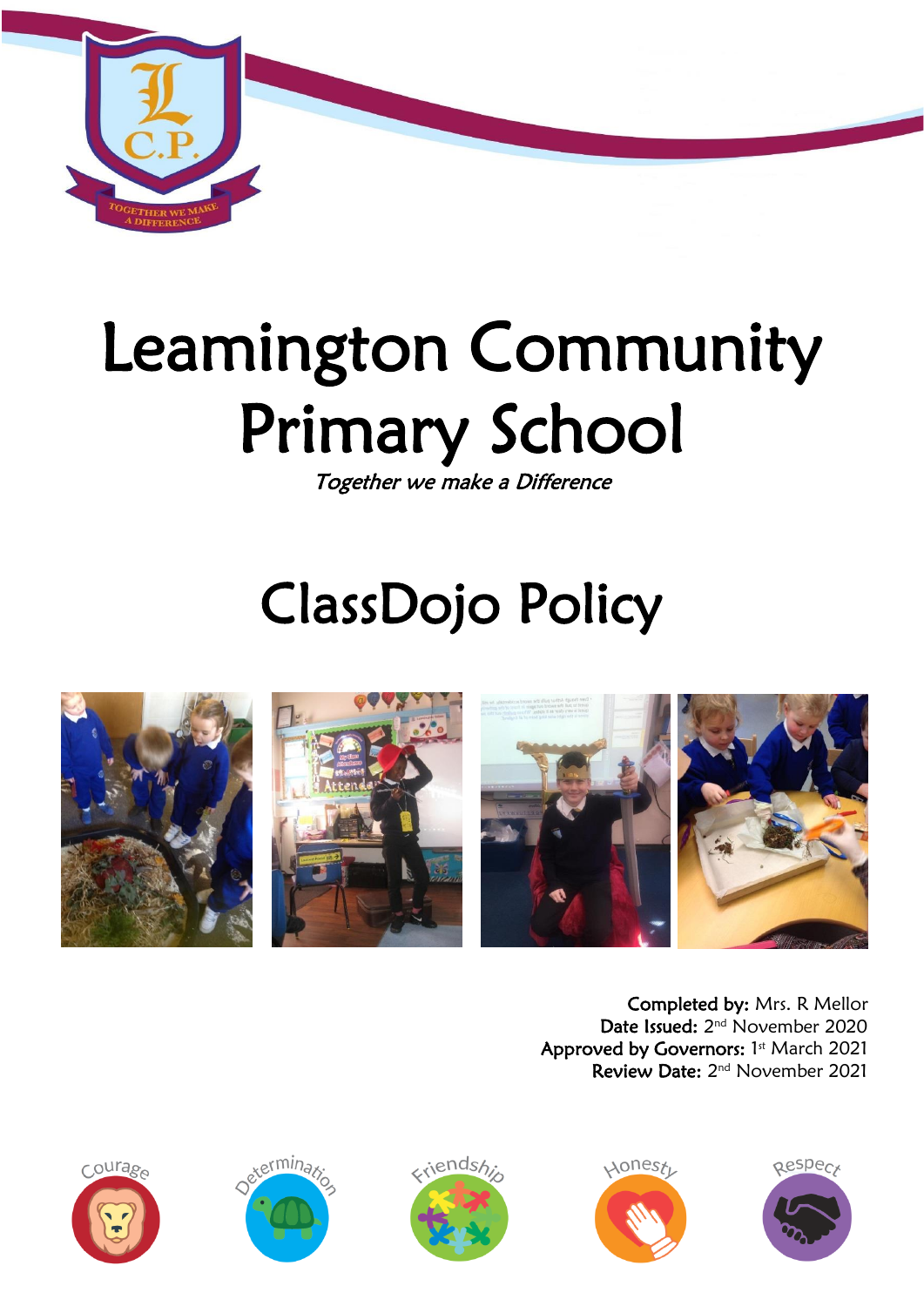# Leamington Community Primary School

*Together we make a Difference*

# ClassDojo Policy

**Completed by:** Mrs. R Mellor
**Date Issued:** 2nd November 2020
**Approved by Governors:** 1st March 2021
**Review Date:** 2nd November 2021

Courage Determination Friendship Honesty Respect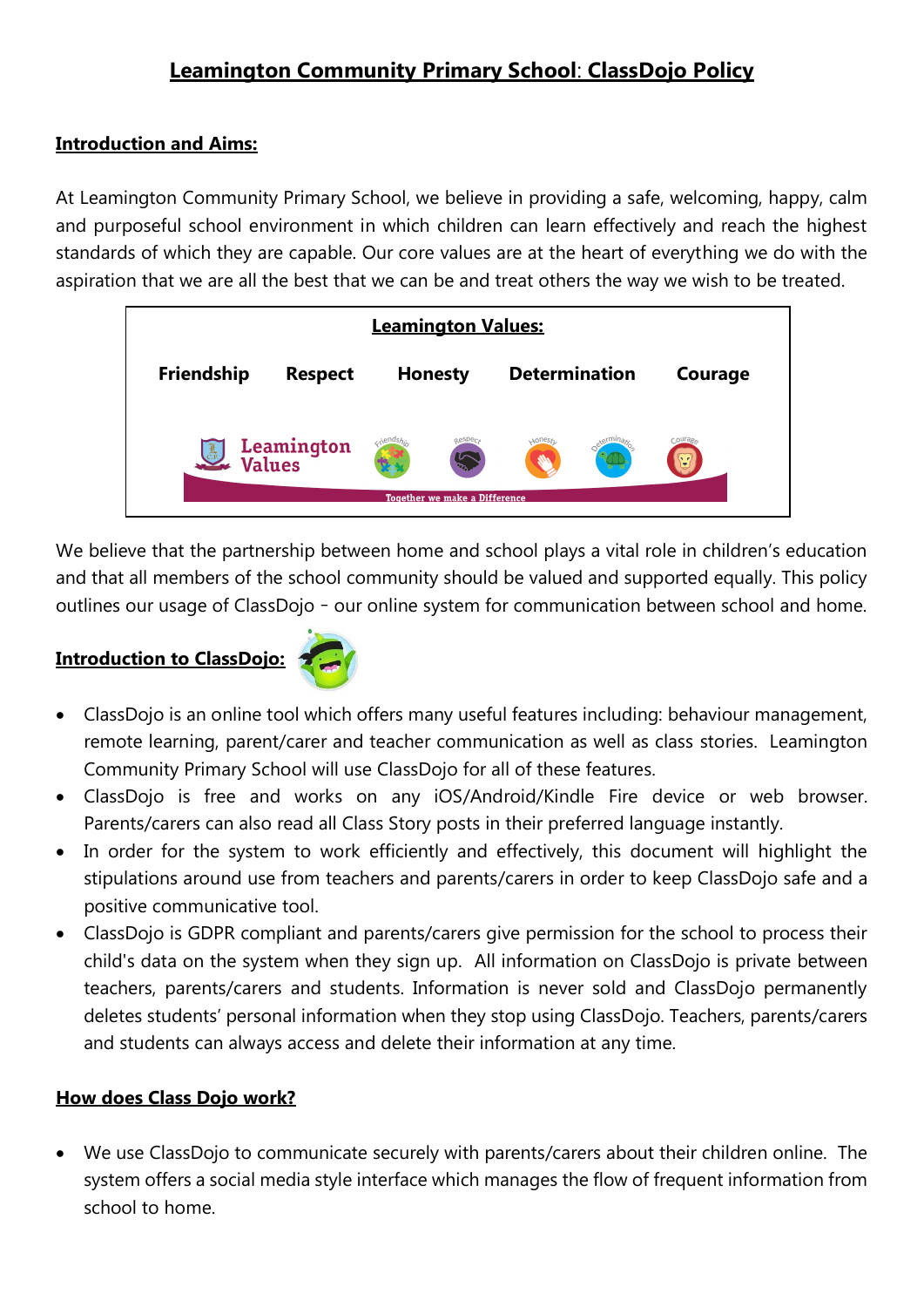# Leamington Community Primary School: ClassDojo Policy

## Introduction and Aims:

At Leamington Community Primary School, we believe in providing a safe, welcoming, happy, calm and purposeful school environment in which children can learn effectively and reach the highest standards of which they are capable. Our core values are at the heart of everything we do with the aspiration that we are all the best that we can be and treat others the way we wish to be treated.

**Leamington Values:**

**Friendship** **Respect** **Honesty** **Determination** **Courage**

Leamington Values — Friendship, Respect, Honesty, Determination, Courage — Together we make a Difference

We believe that the partnership between home and school plays a vital role in children's education and that all members of the school community should be valued and supported equally. This policy outlines our usage of ClassDojo - our online system for communication between school and home.

## Introduction to ClassDojo:

- ClassDojo is an online tool which offers many useful features including: behaviour management, remote learning, parent/carer and teacher communication as well as class stories. Leamington Community Primary School will use ClassDojo for all of these features.
- ClassDojo is free and works on any iOS/Android/Kindle Fire device or web browser. Parents/carers can also read all Class Story posts in their preferred language instantly.
- In order for the system to work efficiently and effectively, this document will highlight the stipulations around use from teachers and parents/carers in order to keep ClassDojo safe and a positive communicative tool.
- ClassDojo is GDPR compliant and parents/carers give permission for the school to process their child's data on the system when they sign up. All information on ClassDojo is private between teachers, parents/carers and students. Information is never sold and ClassDojo permanently deletes students' personal information when they stop using ClassDojo. Teachers, parents/carers and students can always access and delete their information at any time.

## How does Class Dojo work?

- We use ClassDojo to communicate securely with parents/carers about their children online. The system offers a social media style interface which manages the flow of frequent information from school to home.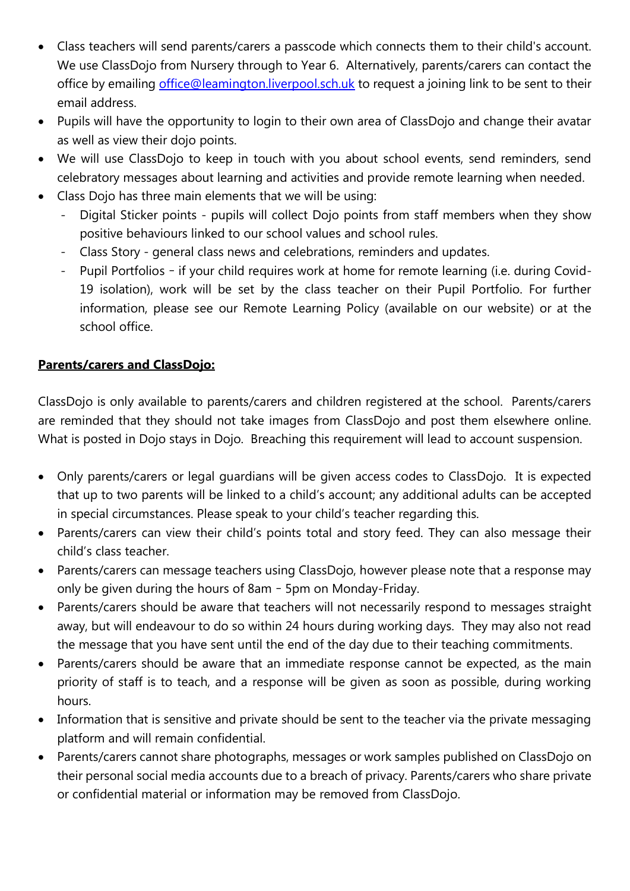- Class teachers will send parents/carers a passcode which connects them to their child's account. We use ClassDojo from Nursery through to Year 6. Alternatively, parents/carers can contact the office by emailing office@leamington.liverpool.sch.uk to request a joining link to be sent to their email address.
- Pupils will have the opportunity to login to their own area of ClassDojo and change their avatar as well as view their dojo points.
- We will use ClassDojo to keep in touch with you about school events, send reminders, send celebratory messages about learning and activities and provide remote learning when needed.
- Class Dojo has three main elements that we will be using:
  - Digital Sticker points - pupils will collect Dojo points from staff members when they show positive behaviours linked to our school values and school rules.
  - Class Story - general class news and celebrations, reminders and updates.
  - Pupil Portfolios – if your child requires work at home for remote learning (i.e. during Covid-19 isolation), work will be set by the class teacher on their Pupil Portfolio. For further information, please see our Remote Learning Policy (available on our website) or at the school office.

**Parents/carers and ClassDojo:**

ClassDojo is only available to parents/carers and children registered at the school. Parents/carers are reminded that they should not take images from ClassDojo and post them elsewhere online. What is posted in Dojo stays in Dojo. Breaching this requirement will lead to account suspension.

- Only parents/carers or legal guardians will be given access codes to ClassDojo. It is expected that up to two parents will be linked to a child's account; any additional adults can be accepted in special circumstances. Please speak to your child's teacher regarding this.
- Parents/carers can view their child's points total and story feed. They can also message their child's class teacher.
- Parents/carers can message teachers using ClassDojo, however please note that a response may only be given during the hours of 8am – 5pm on Monday-Friday.
- Parents/carers should be aware that teachers will not necessarily respond to messages straight away, but will endeavour to do so within 24 hours during working days. They may also not read the message that you have sent until the end of the day due to their teaching commitments.
- Parents/carers should be aware that an immediate response cannot be expected, as the main priority of staff is to teach, and a response will be given as soon as possible, during working hours.
- Information that is sensitive and private should be sent to the teacher via the private messaging platform and will remain confidential.
- Parents/carers cannot share photographs, messages or work samples published on ClassDojo on their personal social media accounts due to a breach of privacy. Parents/carers who share private or confidential material or information may be removed from ClassDojo.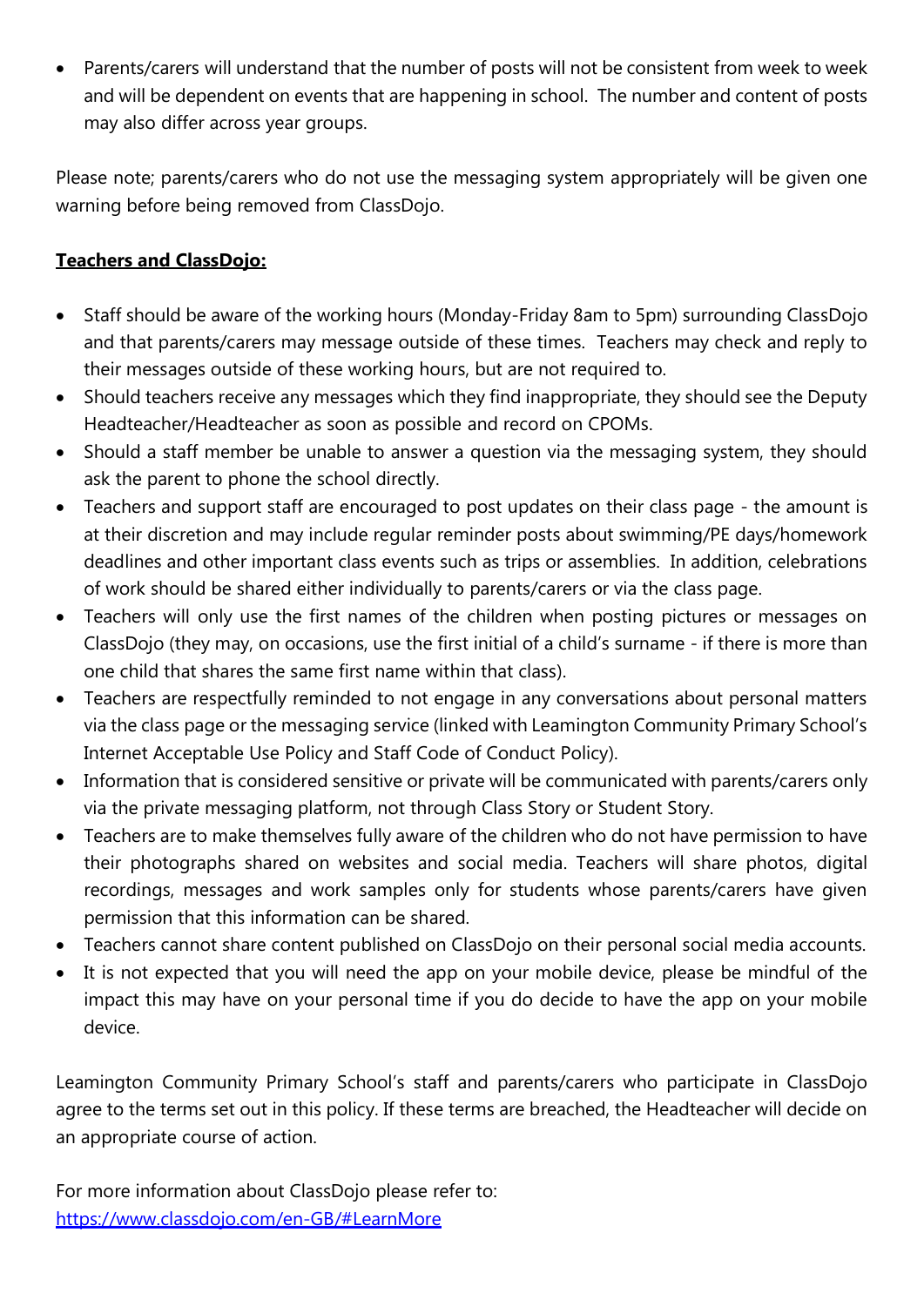- Parents/carers will understand that the number of posts will not be consistent from week to week and will be dependent on events that are happening in school. The number and content of posts may also differ across year groups.

Please note; parents/carers who do not use the messaging system appropriately will be given one warning before being removed from ClassDojo.

**Teachers and ClassDojo:**

- Staff should be aware of the working hours (Monday-Friday 8am to 5pm) surrounding ClassDojo and that parents/carers may message outside of these times. Teachers may check and reply to their messages outside of these working hours, but are not required to.
- Should teachers receive any messages which they find inappropriate, they should see the Deputy Headteacher/Headteacher as soon as possible and record on CPOMs.
- Should a staff member be unable to answer a question via the messaging system, they should ask the parent to phone the school directly.
- Teachers and support staff are encouraged to post updates on their class page - the amount is at their discretion and may include regular reminder posts about swimming/PE days/homework deadlines and other important class events such as trips or assemblies. In addition, celebrations of work should be shared either individually to parents/carers or via the class page.
- Teachers will only use the first names of the children when posting pictures or messages on ClassDojo (they may, on occasions, use the first initial of a child's surname - if there is more than one child that shares the same first name within that class).
- Teachers are respectfully reminded to not engage in any conversations about personal matters via the class page or the messaging service (linked with Leamington Community Primary School's Internet Acceptable Use Policy and Staff Code of Conduct Policy).
- Information that is considered sensitive or private will be communicated with parents/carers only via the private messaging platform, not through Class Story or Student Story.
- Teachers are to make themselves fully aware of the children who do not have permission to have their photographs shared on websites and social media. Teachers will share photos, digital recordings, messages and work samples only for students whose parents/carers have given permission that this information can be shared.
- Teachers cannot share content published on ClassDojo on their personal social media accounts.
- It is not expected that you will need the app on your mobile device, please be mindful of the impact this may have on your personal time if you do decide to have the app on your mobile device.

Leamington Community Primary School's staff and parents/carers who participate in ClassDojo agree to the terms set out in this policy. If these terms are breached, the Headteacher will decide on an appropriate course of action.

For more information about ClassDojo please refer to:
[https://www.classdojo.com/en-GB/#LearnMore](https://www.classdojo.com/en-GB/#LearnMore)